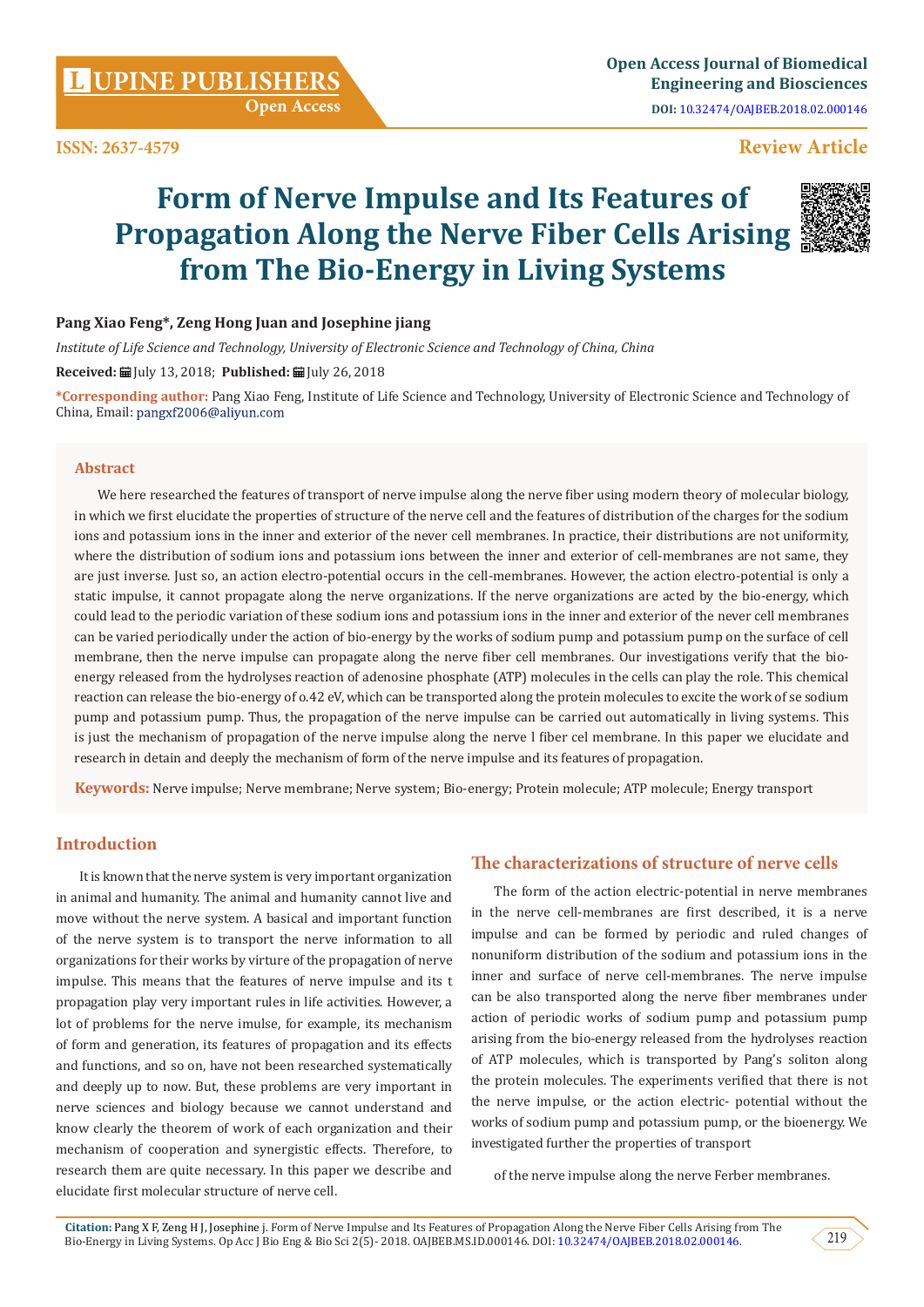ISSN: 2637-4579

Review Article

# Form of Nerve Impulse and Its Features of Propagation Along the Nerve Fiber Cells Arising from The Bio-Energy in Living Systems

**Pang Xiao Feng*, Zeng Hong Juan and Josephine jiang**

*Institute of Life Science and Technology, University of Electronic Science and Technology of China, China*

**Received:** July 13, 2018; **Published:** July 26, 2018

**\*Corresponding author:** Pang Xiao Feng, Institute of Life Science and Technology, University of Electronic Science and Technology of China, China, Email: pangxf2006@aliyun.com

## Abstract

We here researched the features of transport of nerve impulse along the nerve fiber using modern theory of molecular biology, in which we first elucidate the properties of structure of the nerve cell and the features of distribution of the charges for the sodium ions and potassium ions in the inner and exterior of the never cell membranes. In practice, their distributions are not uniformity, where the distribution of sodium ions and potassium ions between the inner and exterior of cell-membranes are not same, they are just inverse. Just so, an action electro-potential occurs in the cell-membranes. However, the action electro-potential is only a static impulse, it cannot propagate along the nerve organizations. If the nerve organizations are acted by the bio-energy, which could lead to the periodic variation of these sodium ions and potassium ions in the inner and exterior of the never cell membranes can be varied periodically under the action of bio-energy by the works of sodium pump and potassium pump on the surface of cell membrane, then the nerve impulse can propagate along the nerve fiber cell membranes. Our investigations verify that the bio-energy released from the hydrolyses reaction of adenosine phosphate (ATP) molecules in the cells can play the role. This chemical reaction can release the bio-energy of o.42 eV, which can be transported along the protein molecules to excite the work of se sodium pump and potassium pump. Thus, the propagation of the nerve impulse can be carried out automatically in living systems. This is just the mechanism of propagation of the nerve impulse along the nerve l fiber cel membrane. In this paper we elucidate and research in detail and deeply the mechanism of form of the nerve impulse and its features of propagation.

**Keywords:** Nerve impulse; Nerve membrane; Nerve system; Bio-energy; Protein molecule; ATP molecule; Energy transport

## Introduction

It is known that the nerve system is very important organization in animal and humanity. The animal and humanity cannot live and move without the nerve system. A basical and important function of the nerve system is to transport the nerve information to all organizations for their works by virture of the propagation of nerve impulse. This means that the features of nerve impulse and its t propagation play very important rules in life activities. However, a lot of problems for the nerve imulse, for example, its mechanism of form and generation, its features of propagation and its effects and functions, and so on, have not been researched systematically and deeply up to now. But, these problems are very important in nerve sciences and biology because we cannot understand and know clearly the theorem of work of each organization and their mechanism of cooperation and synergistic effects. Therefore, to research them are quite necessary. In this paper we describe and elucidate first molecular structure of nerve cell.

## The characterizations of structure of nerve cells

The form of the action electric-potential in nerve membranes in the nerve cell-membranes are first described, it is a nerve impulse and can be formed by periodic and ruled changes of nonuniform distribution of the sodium and potassium ions in the inner and surface of nerve cell-membranes. The nerve impulse can be also transported along the nerve fiber membranes under action of periodic works of sodium pump and potassium pump arising from the bio-energy released from the hydrolyses reaction of ATP molecules, which is transported by Pang's soliton along the protein molecules. The experiments verified that there is not the nerve impulse, or the action electric- potential without the works of sodium pump and potassium pump, or the bioenergy. We investigated further the properties of transport

of the nerve impulse along the nerve Ferber membranes.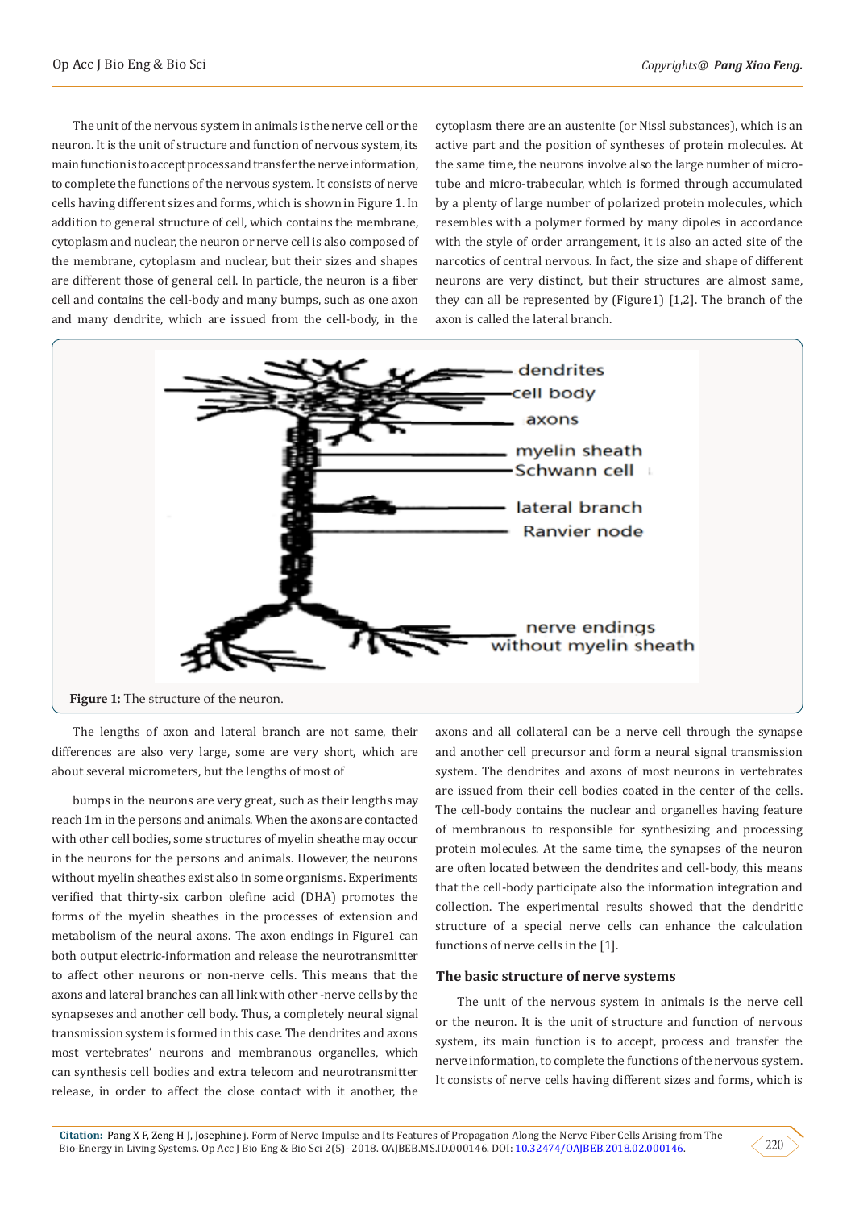The unit of the nervous system in animals is the nerve cell or the neuron. It is the unit of structure and function of nervous system, its main function is to accept process and transfer the nerve information, to complete the functions of the nervous system. It consists of nerve cells having different sizes and forms, which is shown in Figure 1. In addition to general structure of cell, which contains the membrane, cytoplasm and nuclear, the neuron or nerve cell is also composed of the membrane, cytoplasm and nuclear, but their sizes and shapes are different those of general cell. In particle, the neuron is a fiber cell and contains the cell-body and many bumps, such as one axon and many dendrite, which are issued from the cell-body, in the cytoplasm there are an austenite (or Nissl substances), which is an active part and the position of syntheses of protein molecules. At the same time, the neurons involve also the large number of micro-tube and micro-trabecular, which is formed through accumulated by a plenty of large number of polarized protein molecules, which resembles with a polymer formed by many dipoles in accordance with the style of order arrangement, it is also an acted site of the narcotics of central nervous. In fact, the size and shape of different neurons are very distinct, but their structures are almost same, they can all be represented by (Figure1) [1,2]. The branch of the axon is called the lateral branch.

**Figure 1:** The structure of the neuron.

The lengths of axon and lateral branch are not same, their differences are also very large, some are very short, which are about several micrometers, but the lengths of most of

bumps in the neurons are very great, such as their lengths may reach 1m in the persons and animals. When the axons are contacted with other cell bodies, some structures of myelin sheathe may occur in the neurons for the persons and animals. However, the neurons without myelin sheathes exist also in some organisms. Experiments verified that thirty-six carbon olefine acid (DHA) promotes the forms of the myelin sheathes in the processes of extension and metabolism of the neural axons. The axon endings in Figure1 can both output electric-information and release the neurotransmitter to affect other neurons or non-nerve cells. This means that the axons and lateral branches can all link with other -nerve cells by the synapseses and another cell body. Thus, a completely neural signal transmission system is formed in this case. The dendrites and axons most vertebrates' neurons and membranous organelles, which can synthesis cell bodies and extra telecom and neurotransmitter release, in order to affect the close contact with it another, the axons and all collateral can be a nerve cell through the synapse and another cell precursor and form a neural signal transmission system. The dendrites and axons of most neurons in vertebrates are issued from their cell bodies coated in the center of the cells. The cell-body contains the nuclear and organelles having feature of membranous to responsible for synthesizing and processing protein molecules. At the same time, the synapses of the neuron are often located between the dendrites and cell-body, this means that the cell-body participate also the information integration and collection. The experimental results showed that the dendritic structure of a special nerve cells can enhance the calculation functions of nerve cells in the [1].

## The basic structure of nerve systems

The unit of the nervous system in animals is the nerve cell or the neuron. It is the unit of structure and function of nervous system, its main function is to accept, process and transfer the nerve information, to complete the functions of the nervous system. It consists of nerve cells having different sizes and forms, which is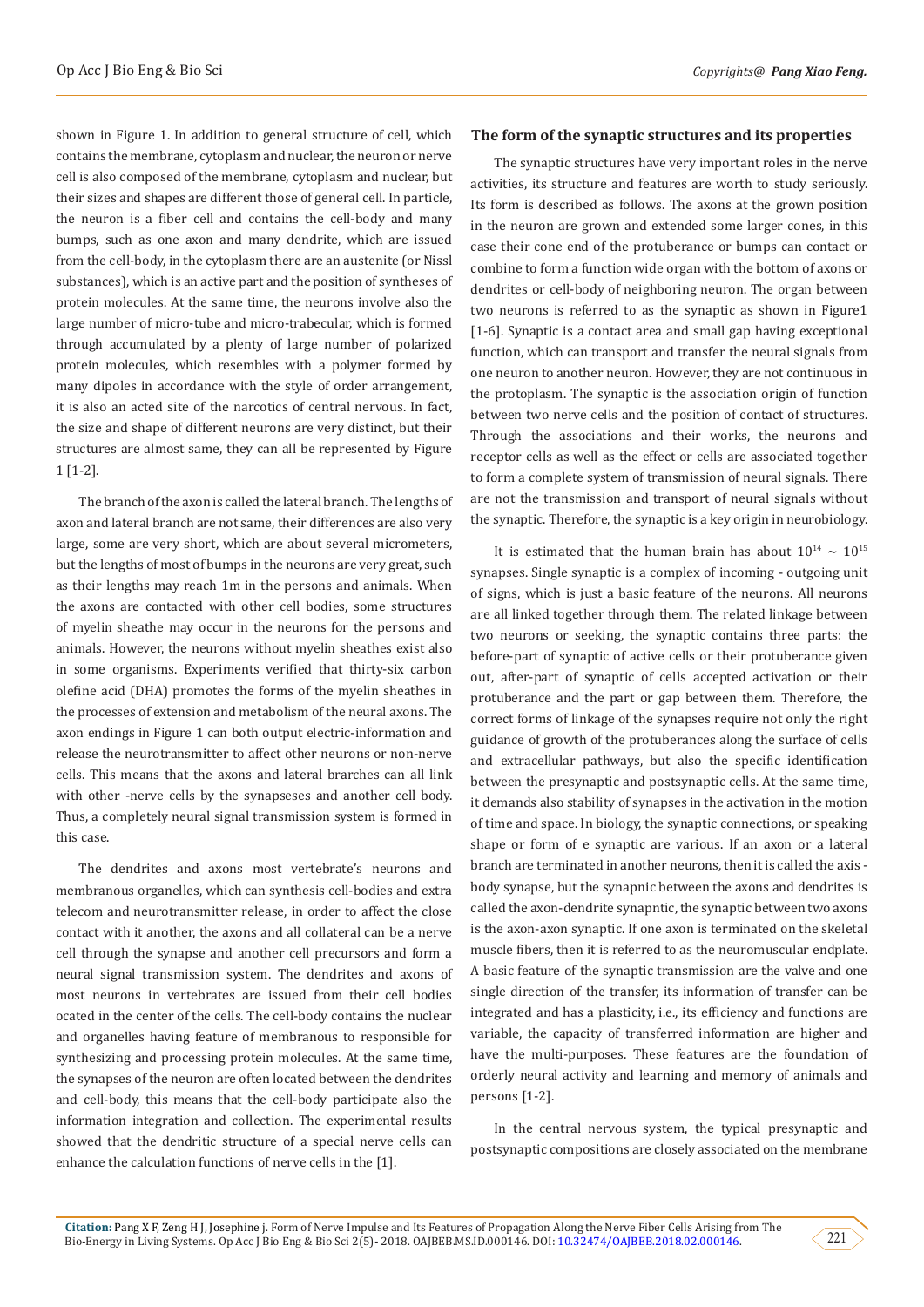shown in Figure 1. In addition to general structure of cell, which contains the membrane, cytoplasm and nuclear, the neuron or nerve cell is also composed of the membrane, cytoplasm and nuclear, but their sizes and shapes are different those of general cell. In particle, the neuron is a fiber cell and contains the cell-body and many bumps, such as one axon and many dendrite, which are issued from the cell-body, in the cytoplasm there are an austenite (or Nissl substances), which is an active part and the position of syntheses of protein molecules. At the same time, the neurons involve also the large number of micro-tube and micro-trabecular, which is formed through accumulated by a plenty of large number of polarized protein molecules, which resembles with a polymer formed by many dipoles in accordance with the style of order arrangement, it is also an acted site of the narcotics of central nervous. In fact, the size and shape of different neurons are very distinct, but their structures are almost same, they can all be represented by Figure 1 [1-2].

The branch of the axon is called the lateral branch. The lengths of axon and lateral branch are not same, their differences are also very large, some are very short, which are about several micrometers, but the lengths of most of bumps in the neurons are very great, such as their lengths may reach 1m in the persons and animals. When the axons are contacted with other cell bodies, some structures of myelin sheathe may occur in the neurons for the persons and animals. However, the neurons without myelin sheathes exist also in some organisms. Experiments verified that thirty-six carbon olefine acid (DHA) promotes the forms of the myelin sheathes in the processes of extension and metabolism of the neural axons. The axon endings in Figure 1 can both output electric-information and release the neurotransmitter to affect other neurons or non-nerve cells. This means that the axons and lateral brarches can all link with other -nerve cells by the synapseses and another cell body. Thus, a completely neural signal transmission system is formed in this case.

The dendrites and axons most vertebrate's neurons and membranous organelles, which can synthesis cell-bodies and extra telecom and neurotransmitter release, in order to affect the close contact with it another, the axons and all collateral can be a nerve cell through the synapse and another cell precursors and form a neural signal transmission system. The dendrites and axons of most neurons in vertebrates are issued from their cell bodies ocated in the center of the cells. The cell-body contains the nuclear and organelles having feature of membranous to responsible for synthesizing and processing protein molecules. At the same time, the synapses of the neuron are often located between the dendrites and cell-body, this means that the cell-body participate also the information integration and collection. The experimental results showed that the dendritic structure of a special nerve cells can enhance the calculation functions of nerve cells in the [1].

## The form of the synaptic structures and its properties

The synaptic structures have very important roles in the nerve activities, its structure and features are worth to study seriously. Its form is described as follows. The axons at the grown position in the neuron are grown and extended some larger cones, in this case their cone end of the protuberance or bumps can contact or combine to form a function wide organ with the bottom of axons or dendrites or cell-body of neighboring neuron. The organ between two neurons is referred to as the synaptic as shown in Figure1 [1-6]. Synaptic is a contact area and small gap having exceptional function, which can transport and transfer the neural signals from one neuron to another neuron. However, they are not continuous in the protoplasm. The synaptic is the association origin of function between two nerve cells and the position of contact of structures. Through the associations and their works, the neurons and receptor cells as well as the effect or cells are associated together to form a complete system of transmission of neural signals. There are not the transmission and transport of neural signals without the synaptic. Therefore, the synaptic is a key origin in neurobiology.

It is estimated that the human brain has about $10^{14} \sim 10^{15}$ synapses. Single synaptic is a complex of incoming - outgoing unit of signs, which is just a basic feature of the neurons. All neurons are all linked together through them. The related linkage between two neurons or seeking, the synaptic contains three parts: the before-part of synaptic of active cells or their protuberance given out, after-part of synaptic of cells accepted activation or their protuberance and the part or gap between them. Therefore, the correct forms of linkage of the synapses require not only the right guidance of growth of the protuberances along the surface of cells and extracellular pathways, but also the specific identification between the presynaptic and postsynaptic cells. At the same time, it demands also stability of synapses in the activation in the motion of time and space. In biology, the synaptic connections, or speaking shape or form of e synaptic are various. If an axon or a lateral branch are terminated in another neurons, then it is called the axis - body synapse, but the synapnic between the axons and dendrites is called the axon-dendrite synapntic, the synaptic between two axons is the axon-axon synaptic. If one axon is terminated on the skeletal muscle fibers, then it is referred to as the neuromuscular endplate. A basic feature of the synaptic transmission are the valve and one single direction of the transfer, its information of transfer can be integrated and has a plasticity, i.e., its efficiency and functions are variable, the capacity of transferred information are higher and have the multi-purposes. These features are the foundation of orderly neural activity and learning and memory of animals and persons [1-2].

In the central nervous system, the typical presynaptic and postsynaptic compositions are closely associated on the membrane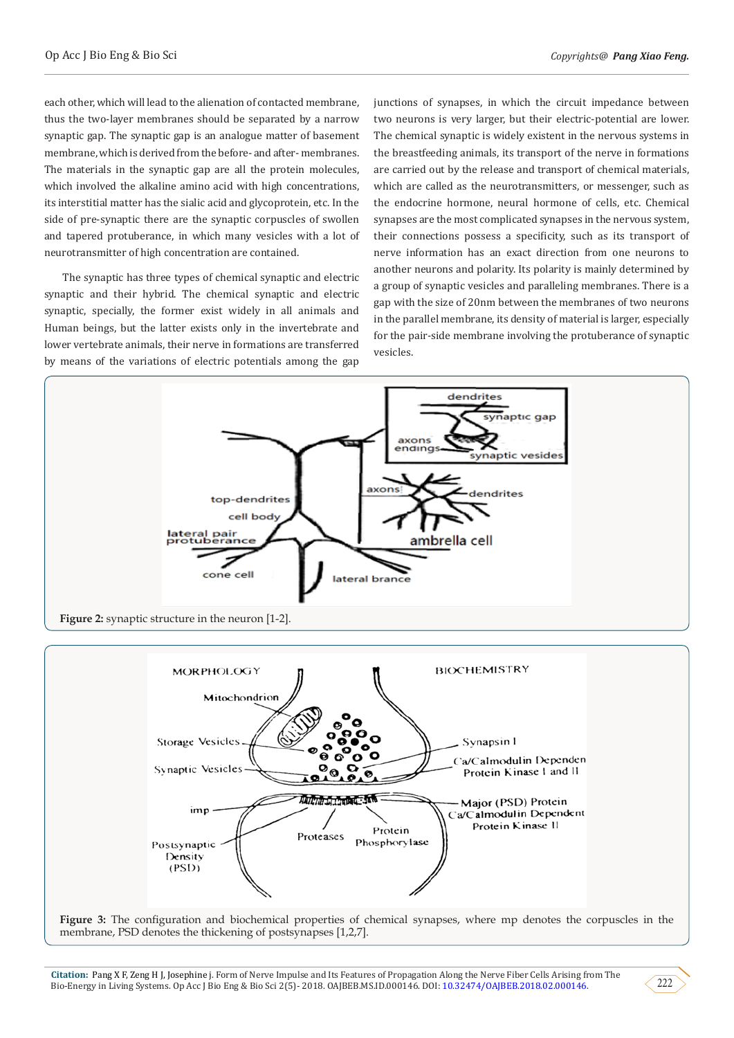each other, which will lead to the alienation of contacted membrane, thus the two-layer membranes should be separated by a narrow synaptic gap. The synaptic gap is an analogue matter of basement membrane, which is derived from the before- and after- membranes. The materials in the synaptic gap are all the protein molecules, which involved the alkaline amino acid with high concentrations, its interstitial matter has the sialic acid and glycoprotein, etc. In the side of pre-synaptic there are the synaptic corpuscles of swollen and tapered protuberance, in which many vesicles with a lot of neurotransmitter of high concentration are contained.

The synaptic has three types of chemical synaptic and electric synaptic and their hybrid. The chemical synaptic and electric synaptic, specially, the former exist widely in all animals and Human beings, but the latter exists only in the invertebrate and lower vertebrate animals, their nerve in formations are transferred by means of the variations of electric potentials among the gap junctions of synapses, in which the circuit impedance between two neurons is very larger, but their electric-potential are lower. The chemical synaptic is widely existent in the nervous systems in the breastfeeding animals, its transport of the nerve in formations are carried out by the release and transport of chemical materials, which are called as the neurotransmitters, or messenger, such as the endocrine hormone, neural hormone of cells, etc. Chemical synapses are the most complicated synapses in the nervous system, their connections possess a specificity, such as its transport of nerve information has an exact direction from one neurons to another neurons and polarity. Its polarity is mainly determined by a group of synaptic vesicles and paralleling membranes. There is a gap with the size of 20nm between the membranes of two neurons in the parallel membrane, its density of material is larger, especially for the pair-side membrane involving the protuberance of synaptic vesicles.

**Figure 2:** synaptic structure in the neuron [1-2].

**Figure 3:** The configuration and biochemical properties of chemical synapses, where mp denotes the corpuscles in the membrane, PSD denotes the thickening of postsynapses [1,2,7].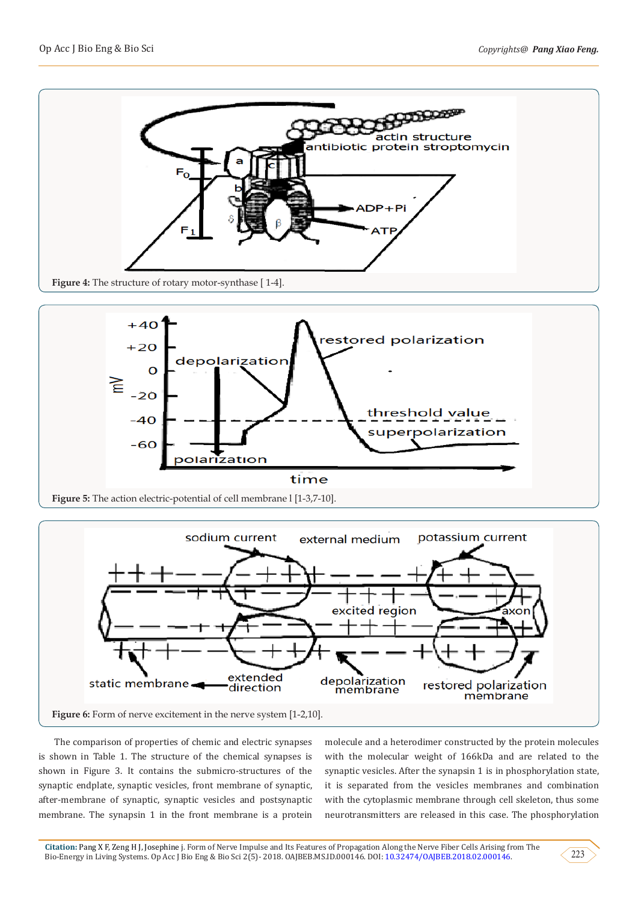**Figure 4:** The structure of rotary motor-synthase [ 1-4].

**Figure 5:** The action electric-potential of cell membrane l [1-3,7-10].

**Figure 6:** Form of nerve excitement in the nerve system [1-2,10].

The comparison of properties of chemic and electric synapses is shown in Table 1. The structure of the chemical synapses is shown in Figure 3. It contains the submicro-structures of the synaptic endplate, synaptic vesicles, front membrane of synaptic, after-membrane of synaptic, synaptic vesicles and postsynaptic membrane. The synapsin 1 in the front membrane is a protein molecule and a heterodimer constructed by the protein molecules with the molecular weight of 166kDa and are related to the synaptic vesicles. After the synapsin 1 is in phosphorylation state, it is separated from the vesicles membranes and combination with the cytoplasmic membrane through cell skeleton, thus some neurotransmitters are released in this case. The phosphorylation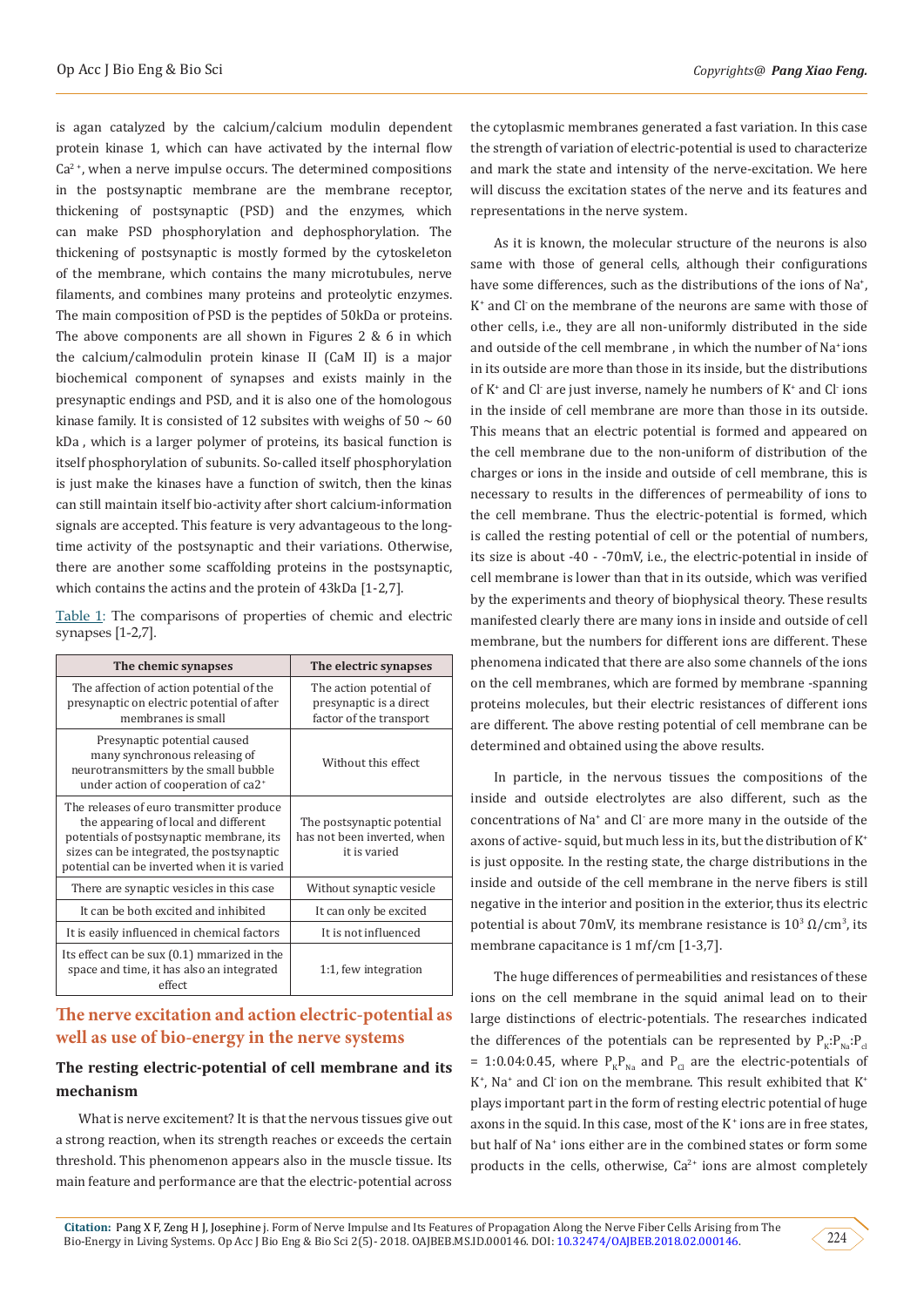is agan catalyzed by the calcium/calcium modulin dependent protein kinase 1, which can have activated by the internal flow $Ca^{2+}$, when a nerve impulse occurs. The determined compositions in the postsynaptic membrane are the membrane receptor, thickening of postsynaptic (PSD) and the enzymes, which can make PSD phosphorylation and dephosphorylation. The thickening of postsynaptic is mostly formed by the cytoskeleton of the membrane, which contains the many microtubules, nerve filaments, and combines many proteins and proteolytic enzymes. The main composition of PSD is the peptides of 50kDa or proteins. The above components are all shown in Figures 2 & 6 in which the calcium/calmodulin protein kinase II (CaM II) is a major biochemical component of synapses and exists mainly in the presynaptic endings and PSD, and it is also one of the homologous kinase family. It is consisted of 12 subsites with weighs of 50 ~ 60 kDa , which is a larger polymer of proteins, its basical function is itself phosphorylation of subunits. So-called itself phosphorylation is just make the kinases have a function of switch, then the kinas can still maintain itself bio-activity after short calcium-information signals are accepted. This feature is very advantageous to the long-time activity of the postsynaptic and their variations. Otherwise, there are another some scaffolding proteins in the postsynaptic, which contains the actins and the protein of 43kDa [1-2,7].

Table 1: The comparisons of properties of chemic and electric synapses [1-2,7].

| The chemic synapses | The electric synapses |
|---|---|
| The affection of action potential of the presynaptic on electric potential of after membranes is small | The action potential of presynaptic is a direct factor of the transport |
| Presynaptic potential caused many synchronous releasing of neurotransmitters by the small bubble under action of cooperation of ca2+ | Without this effect |
| The releases of euro transmitter produce the appearing of local and different potentials of postsynaptic membrane, its sizes can be integrated, the postsynaptic potential can be inverted when it is varied | The postsynaptic potential has not been inverted, when it is varied |
| There are synaptic vesicles in this case | Without synaptic vesicle |
| It can be both excited and inhibited | It can only be excited |
| It is easily influenced in chemical factors | It is not influenced |
| Its effect can be sux (0.1) mmarized in the space and time, it has also an integrated effect | 1:1, few integration |

## The nerve excitation and action electric-potential as well as use of bio-energy in the nerve systems

### The resting electric-potential of cell membrane and its mechanism

What is nerve excitement? It is that the nervous tissues give out a strong reaction, when its strength reaches or exceeds the certain threshold. This phenomenon appears also in the muscle tissue. Its main feature and performance are that the electric-potential across the cytoplasmic membranes generated a fast variation. In this case the strength of variation of electric-potential is used to characterize and mark the state and intensity of the nerve-excitation. We here will discuss the excitation states of the nerve and its features and representations in the nerve system.

As it is known, the molecular structure of the neurons is also same with those of general cells, although their configurations have some differences, such as the distributions of the ions of $Na^{+}$, $K^{+}$ and $Cl^{-}$ on the membrane of the neurons are same with those of other cells, i.e., they are all non-uniformly distributed in the side and outside of the cell membrane , in which the number of $Na^{+}$ ions in its outside are more than those in its inside, but the distributions of $K^{+}$ and $Cl^{-}$ are just inverse, namely he numbers of $K^{+}$ and $Cl^{-}$ ions in the inside of cell membrane are more than those in its outside. This means that an electric potential is formed and appeared on the cell membrane due to the non-uniform of distribution of the charges or ions in the inside and outside of cell membrane, this is necessary to results in the differences of permeability of ions to the cell membrane. Thus the electric-potential is formed, which is called the resting potential of cell or the potential of numbers, its size is about -40 - -70mV, i.e., the electric-potential in inside of cell membrane is lower than that in its outside, which was verified by the experiments and theory of biophysical theory. These results manifested clearly there are many ions in inside and outside of cell membrane, but the numbers for different ions are different. These phenomena indicated that there are also some channels of the ions on the cell membranes, which are formed by membrane -spanning proteins molecules, but their electric resistances of different ions are different. The above resting potential of cell membrane can be determined and obtained using the above results.

In particle, in the nervous tissues the compositions of the inside and outside electrolytes are also different, such as the concentrations of $Na^{+}$ and $Cl^{-}$ are more many in the outside of the axons of active- squid, but much less in its, but the distribution of $K^{+}$ is just opposite. In the resting state, the charge distributions in the inside and outside of the cell membrane in the nerve fibers is still negative in the interior and position in the exterior, thus its electric potential is about 70mV, its membrane resistance is $10^{3}\ \Omega/cm^{3}$, its membrane capacitance is 1 mf/cm [1-3,7].

The huge differences of permeabilities and resistances of these ions on the cell membrane in the squid animal lead on to their large distinctions of electric-potentials. The researches indicated the differences of the potentials can be represented by $P_K$:$P_{Na}$:$P_{cl}$ = 1:0.04:0.45, where $P_K P_{Na}$ and $P_{Cl}$ are the electric-potentials of $K^{+}$, $Na^{+}$ and $Cl^{-}$ ion on the membrane. This result exhibited that $K^{+}$ plays important part in the form of resting electric potential of huge axons in the squid. In this case, most of the $K^{+}$ ions are in free states, but half of $Na^{+}$ ions either are in the combined states or form some products in the cells, otherwise, $Ca^{2+}$ ions are almost completely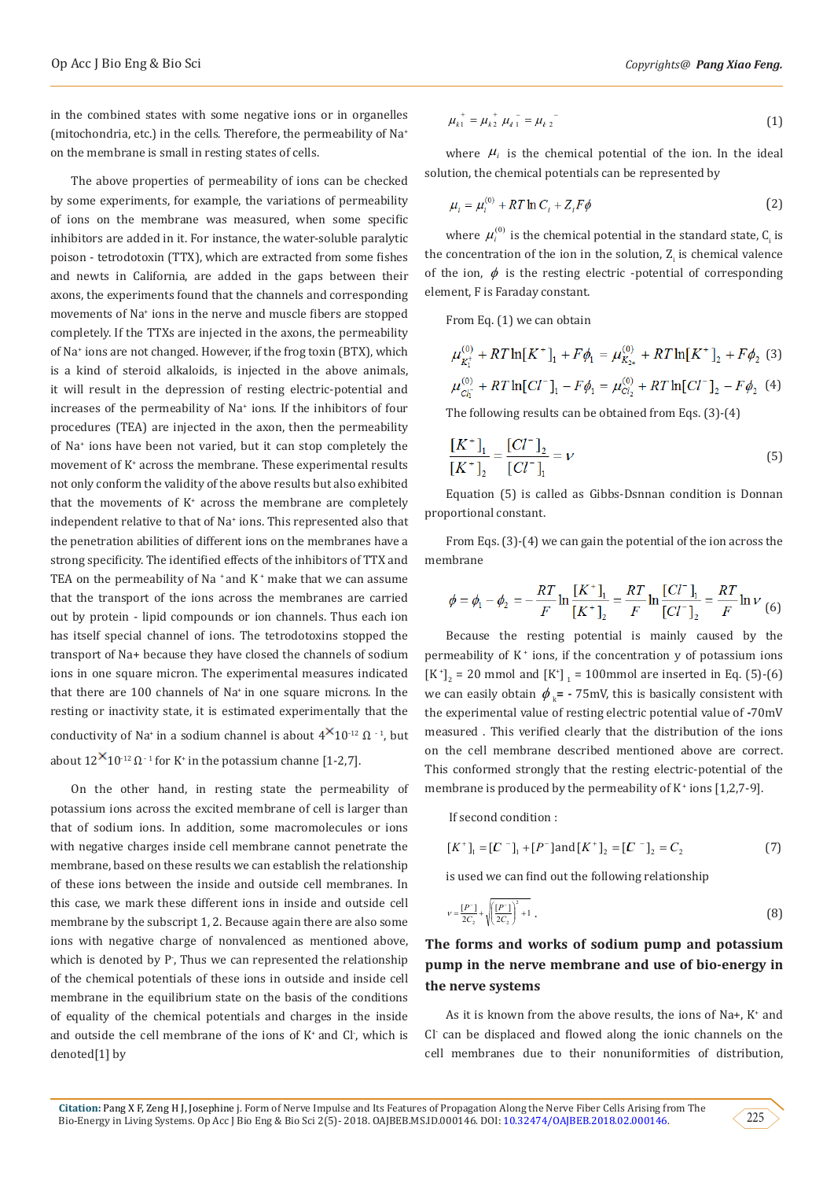in the combined states with some negative ions or in organelles (mitochondria, etc.) in the cells. Therefore, the permeability of $Na^+$ on the membrane is small in resting states of cells.

The above properties of permeability of ions can be checked by some experiments, for example, the variations of permeability of ions on the membrane was measured, when some specific inhibitors are added in it. For instance, the water-soluble paralytic poison - tetrodotoxin (TTX), which are extracted from some fishes and newts in California, are added in the gaps between their axons, the experiments found that the channels and corresponding movements of $Na^+$ ions in the nerve and muscle fibers are stopped completely. If the TTXs are injected in the axons, the permeability of $Na^+$ ions are not changed. However, if the frog toxin (BTX), which is a kind of steroid alkaloids, is injected in the above animals, it will result in the depression of resting electric-potential and increases of the permeability of $Na^+$ ions. If the inhibitors of four procedures (TEA) are injected in the axon, then the permeability of $Na^+$ ions have been not varied, but it can stop completely the movement of $K^+$ across the membrane. These experimental results not only conform the validity of the above results but also exhibited that the movements of $K^+$ across the membrane are completely independent relative to that of $Na^+$ ions. This represented also that the penetration abilities of different ions on the membranes have a strong specificity. The identified effects of the inhibitors of TTX and TEA on the permeability of $Na^+$ and $K^+$ make that we can assume that the transport of the ions across the membranes are carried out by protein - lipid compounds or ion channels. Thus each ion has itself special channel of ions. The tetrodotoxins stopped the transport of Na+ because they have closed the channels of sodium ions in one square micron. The experimental measures indicated that there are 100 channels of $Na^+$ in one square microns. In the resting or inactivity state, it is estimated experimentally that the conductivity of $Na^+$ in a sodium channel is about $4\times10^{-12}\ \Omega^{-1}$, but about $12\times10^{-12}\ \Omega^{-1}$ for $K^+$ in the potassium channe [1-2,7].

On the other hand, in resting state the permeability of potassium ions across the excited membrane of cell is larger than that of sodium ions. In addition, some macromolecules or ions with negative charges inside cell membrane cannot penetrate the membrane, based on these results we can establish the relationship of these ions between the inside and outside cell membranes. In this case, we mark these different ions in inside and outside cell membrane by the subscript 1, 2. Because again there are also some ions with negative charge of nonvalenced as mentioned above, which is denoted by $P^-$, Thus we can represented the relationship of the chemical potentials of these ions in outside and inside cell membrane in the equilibrium state on the basis of the conditions of equality of the chemical potentials and charges in the inside and outside the cell membrane of the ions of $K^+$ and $Cl^-$, which is denoted[1] by

$$\mu_{k1}^{+} = \mu_{k2}^{+}\ \mu_{\ell 1}^{-} = \mu_{\ell 2}^{-} \tag{1}$$

where $\mu_i$ is the chemical potential of the ion. In the ideal solution, the chemical potentials can be represented by

$$\mu_i = \mu_i^{(0)} + RT\ln C_i + Z_i F\phi \tag{2}$$

where $\mu_i^{(0)}$ is the chemical potential in the standard state, $C_i$ is the concentration of the ion in the solution, $Z_i$ is chemical valence of the ion, $\phi$ is the resting electric -potential of corresponding element, F is Faraday constant.

From Eq. (1) we can obtain

$$\mu_{K_1^+}^{(0)} + RT\ln[K^+]_1 + F\phi_1 = \mu_{K_{2+}}^{(0)} + RT\ln[K^+]_2 + F\phi_2 \tag{3}$$

$$\mu_{Cl_1^-}^{(0)} + RT\ln[Cl^-]_1 - F\phi_1 = \mu_{Cl_2^-}^{(0)} + RT\ln[Cl^-]_2 - F\phi_2 \tag{4}$$

The following results can be obtained from Eqs. (3)-(4)

$$\frac{[K^+]_1}{[K^+]_2} = \frac{[Cl^-]_2}{[Cl^-]_1} = \nu \tag{5}$$

Equation (5) is called as Gibbs-Dsnnan condition is Donnan proportional constant.

From Eqs. (3)-(4) we can gain the potential of the ion across the membrane

$$\phi = \phi_1 - \phi_2 = -\frac{RT}{F}\ln\frac{[K^+]_1}{[K^+]_2} = \frac{RT}{F}\ln\frac{[Cl^-]_1}{[Cl^-]_2} = \frac{RT}{F}\ln\nu \tag{6}$$

Because the resting potential is mainly caused by the permeability of $K^+$ ions, if the concentration y of potassium ions $[K^+]_2 = 20$ mmol and $[K^+]_1 = 100$mmol are inserted in Eq. (5)-(6) we can easily obtain $\phi_k = -75$mV, this is basically consistent with the experimental value of resting electric potential value of -70mV measured. This verified clearly that the distribution of the ions on the cell membrane described mentioned above are correct. This conformed strongly that the resting electric-potential of the membrane is produced by the permeability of $K^+$ ions [1,2,7-9].

If second condition :

$$[K^+]_1 = [C^-]_1 + [P^-] \text{and} [K^+]_2 = [C^-]_2 = C_2 \tag{7}$$

is used we can find out the following relationship

$$\nu = \frac{[P^-]}{2C_2} + \sqrt{\left(\frac{[P^-]}{2C_2}\right)^2 + 1}\ . \tag{8}$$

## The forms and works of sodium pump and potassium pump in the nerve membrane and use of bio-energy in the nerve systems

As it is known from the above results, the ions of Na+, $K^+$ and $Cl^-$ can be displaced and flowed along the ionic channels on the cell membranes due to their nonuniformities of distribution,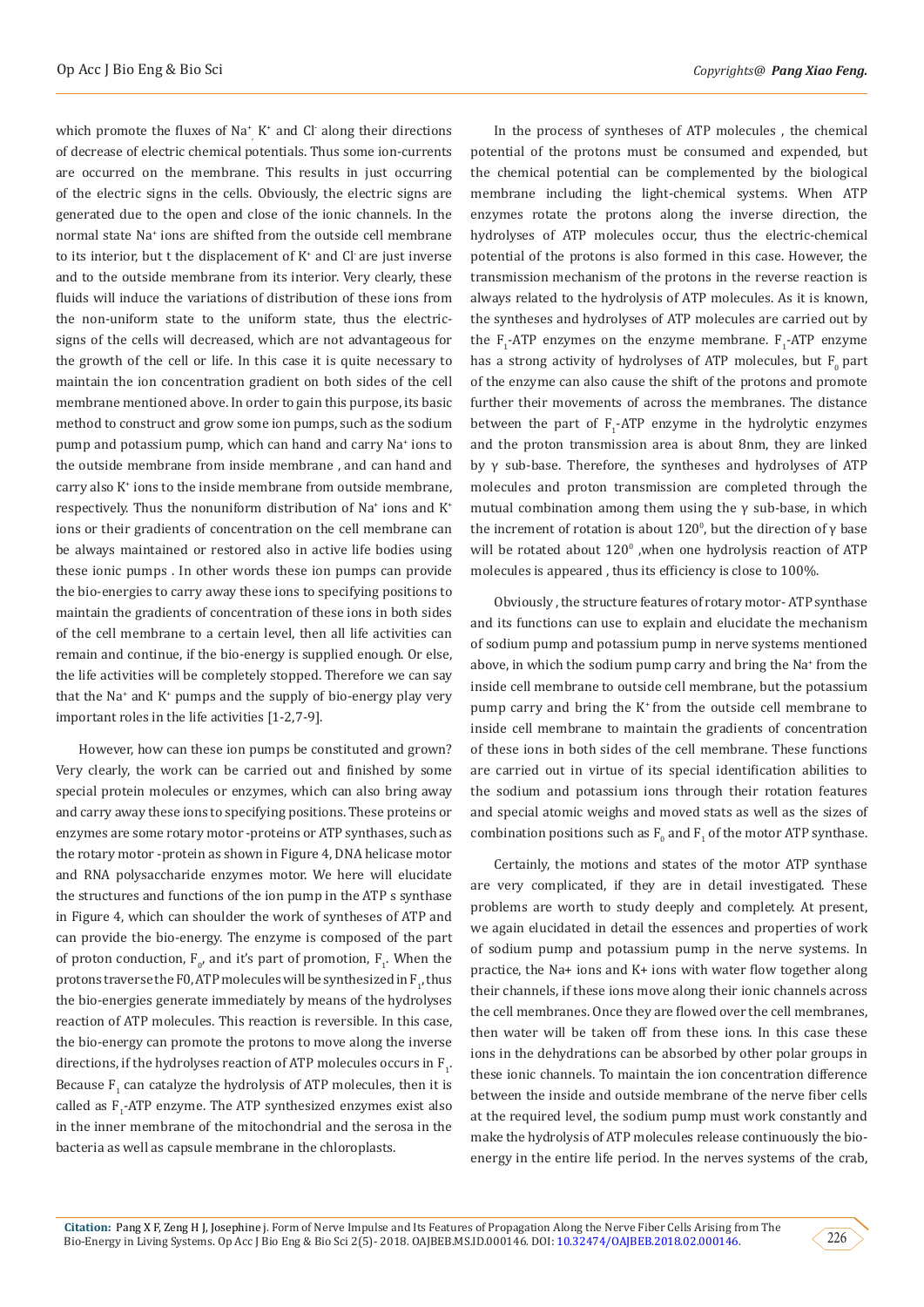which promote the fluxes of $Na^+$, $K^+$ and $Cl^-$ along their directions of decrease of electric chemical potentials. Thus some ion-currents are occurred on the membrane. This results in just occurring of the electric signs in the cells. Obviously, the electric signs are generated due to the open and close of the ionic channels. In the normal state $Na^+$ ions are shifted from the outside cell membrane to its interior, but t the displacement of $K^+$ and $Cl^-$ are just inverse and to the outside membrane from its interior. Very clearly, these fluids will induce the variations of distribution of these ions from the non-uniform state to the uniform state, thus the electric-signs of the cells will decreased, which are not advantageous for the growth of the cell or life. In this case it is quite necessary to maintain the ion concentration gradient on both sides of the cell membrane mentioned above. In order to gain this purpose, its basic method to construct and grow some ion pumps, such as the sodium pump and potassium pump, which can hand and carry $Na^+$ ions to the outside membrane from inside membrane , and can hand and carry also $K^+$ ions to the inside membrane from outside membrane, respectively. Thus the nonuniform distribution of $Na^+$ ions and $K^+$ ions or their gradients of concentration on the cell membrane can be always maintained or restored also in active life bodies using these ionic pumps . In other words these ion pumps can provide the bio-energies to carry away these ions to specifying positions to maintain the gradients of concentration of these ions in both sides of the cell membrane to a certain level, then all life activities can remain and continue, if the bio-energy is supplied enough. Or else, the life activities will be completely stopped. Therefore we can say that the $Na^+$ and $K^+$ pumps and the supply of bio-energy play very important roles in the life activities [1-2,7-9].

However, how can these ion pumps be constituted and grown? Very clearly, the work can be carried out and finished by some special protein molecules or enzymes, which can also bring away and carry away these ions to specifying positions. These proteins or enzymes are some rotary motor -proteins or ATP synthases, such as the rotary motor -protein as shown in Figure 4, DNA helicase motor and RNA polysaccharide enzymes motor. We here will elucidate the structures and functions of the ion pump in the ATP s synthase in Figure 4, which can shoulder the work of syntheses of ATP and can provide the bio-energy. The enzyme is composed of the part of proton conduction, $F_0$, and it's part of promotion, $F_1$. When the protons traverse the F0, ATP molecules will be synthesized in $F_1$, thus the bio-energies generate immediately by means of the hydrolyses reaction of ATP molecules. This reaction is reversible. In this case, the bio-energy can promote the protons to move along the inverse directions, if the hydrolyses reaction of ATP molecules occurs in $F_1$. Because $F_1$ can catalyze the hydrolysis of ATP molecules, then it is called as $F_1$-ATP enzyme. The ATP synthesized enzymes exist also in the inner membrane of the mitochondrial and the serosa in the bacteria as well as capsule membrane in the chloroplasts.

In the process of syntheses of ATP molecules , the chemical potential of the protons must be consumed and expended, but the chemical potential can be complemented by the biological membrane including the light-chemical systems. When ATP enzymes rotate the protons along the inverse direction, the hydrolyses of ATP molecules occur, thus the electric-chemical potential of the protons is also formed in this case. However, the transmission mechanism of the protons in the reverse reaction is always related to the hydrolysis of ATP molecules. As it is known, the syntheses and hydrolyses of ATP molecules are carried out by the $F_1$-ATP enzymes on the enzyme membrane. $F_1$-ATP enzyme has a strong activity of hydrolyses of ATP molecules, but $F_0$ part of the enzyme can also cause the shift of the protons and promote further their movements of across the membranes. The distance between the part of $F_1$-ATP enzyme in the hydrolytic enzymes and the proton transmission area is about 8nm, they are linked by γ sub-base. Therefore, the syntheses and hydrolyses of ATP molecules and proton transmission are completed through the mutual combination among them using the γ sub-base, in which the increment of rotation is about $120^0$, but the direction of γ base will be rotated about $120^0$ ,when one hydrolysis reaction of ATP molecules is appeared , thus its efficiency is close to 100%.

Obviously , the structure features of rotary motor- ATP synthase and its functions can use to explain and elucidate the mechanism of sodium pump and potassium pump in nerve systems mentioned above, in which the sodium pump carry and bring the $Na^+$ from the inside cell membrane to outside cell membrane, but the potassium pump carry and bring the $K^+$ from the outside cell membrane to inside cell membrane to maintain the gradients of concentration of these ions in both sides of the cell membrane. These functions are carried out in virtue of its special identification abilities to the sodium and potassium ions through their rotation features and special atomic weighs and moved stats as well as the sizes of combination positions such as $F_0$ and $F_1$ of the motor ATP synthase.

Certainly, the motions and states of the motor ATP synthase are very complicated, if they are in detail investigated. These problems are worth to study deeply and completely. At present, we again elucidated in detail the essences and properties of work of sodium pump and potassium pump in the nerve systems. In practice, the Na+ ions and K+ ions with water flow together along their channels, if these ions move along their ionic channels across the cell membranes. Once they are flowed over the cell membranes, then water will be taken off from these ions. In this case these ions in the dehydrations can be absorbed by other polar groups in these ionic channels. To maintain the ion concentration difference between the inside and outside membrane of the nerve fiber cells at the required level, the sodium pump must work constantly and make the hydrolysis of ATP molecules release continuously the bio-energy in the entire life period. In the nerves systems of the crab,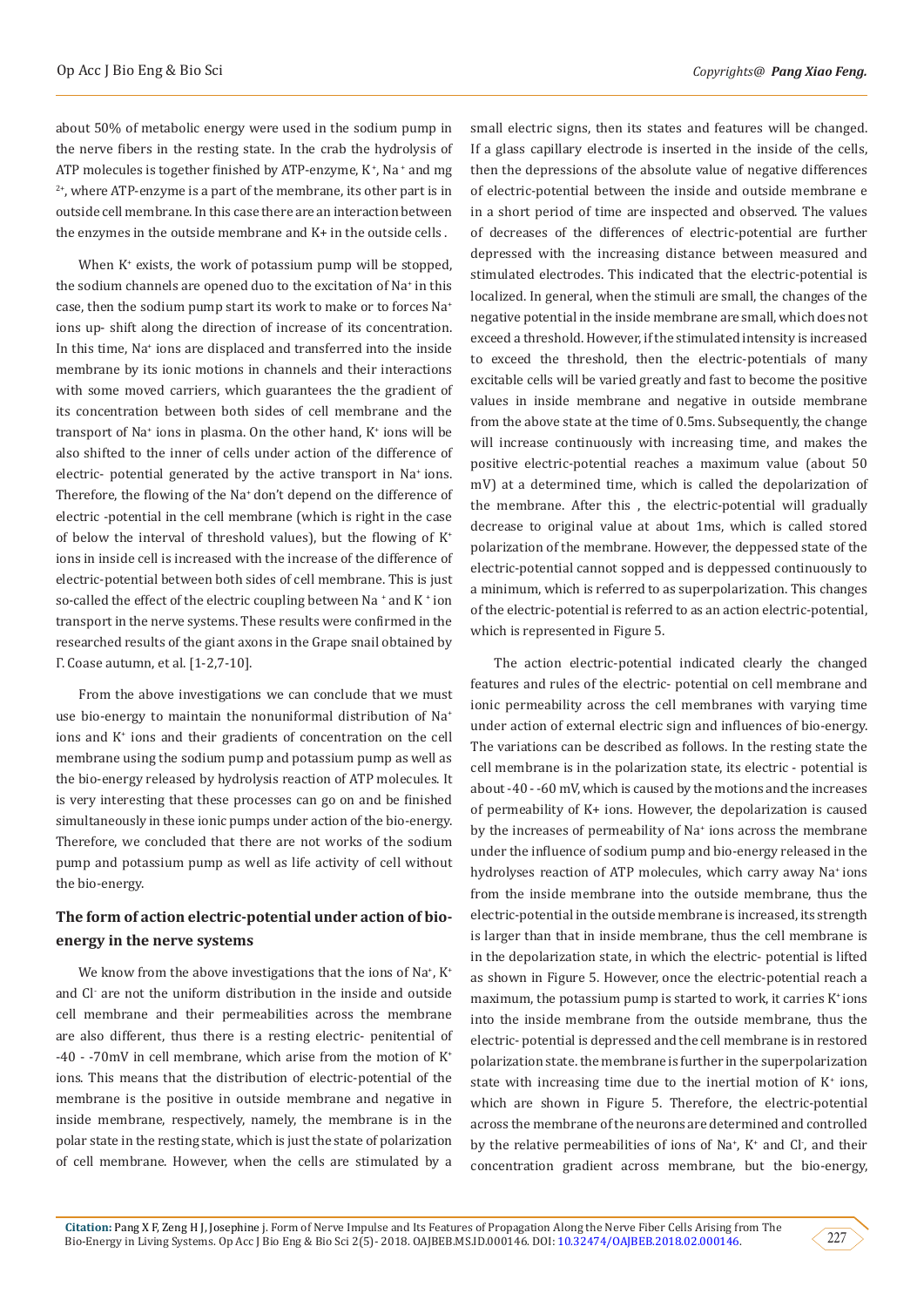about 50% of metabolic energy were used in the sodium pump in the nerve fibers in the resting state. In the crab the hydrolysis of ATP molecules is together finished by ATP-enzyme, $K^+$, $Na^+$ and mg $^{2+}$, where ATP-enzyme is a part of the membrane, its other part is in outside cell membrane. In this case there are an interaction between the enzymes in the outside membrane and K+ in the outside cells .

When $K^+$ exists, the work of potassium pump will be stopped, the sodium channels are opened duo to the excitation of $Na^+$ in this case, then the sodium pump start its work to make or to forces $Na^+$ ions up- shift along the direction of increase of its concentration. In this time, $Na^+$ ions are displaced and transferred into the inside membrane by its ionic motions in channels and their interactions with some moved carriers, which guarantees the the gradient of its concentration between both sides of cell membrane and the transport of $Na^+$ ions in plasma. On the other hand, $K^+$ ions will be also shifted to the inner of cells under action of the difference of electric- potential generated by the active transport in $Na^+$ ions. Therefore, the flowing of the $Na^+$ don't depend on the difference of electric -potential in the cell membrane (which is right in the case of below the interval of threshold values), but the flowing of $K^+$ ions in inside cell is increased with the increase of the difference of electric-potential between both sides of cell membrane. This is just so-called the effect of the electric coupling between $Na^+$ and $K^+$ ion transport in the nerve systems. These results were confirmed in the researched results of the giant axons in the Grape snail obtained by Γ. Coase autumn, et al. [1-2,7-10].

From the above investigations we can conclude that we must use bio-energy to maintain the nonuniformal distribution of $Na^+$ ions and $K^+$ ions and their gradients of concentration on the cell membrane using the sodium pump and potassium pump as well as the bio-energy released by hydrolysis reaction of ATP molecules. It is very interesting that these processes can go on and be finished simultaneously in these ionic pumps under action of the bio-energy. Therefore, we concluded that there are not works of the sodium pump and potassium pump as well as life activity of cell without the bio-energy.

## The form of action electric-potential under action of bio-energy in the nerve systems

We know from the above investigations that the ions of $Na^+$, $K^+$ and $Cl^-$ are not the uniform distribution in the inside and outside cell membrane and their permeabilities across the membrane are also different, thus there is a resting electric- penitential of -40 - -70mV in cell membrane, which arise from the motion of $K^+$ ions. This means that the distribution of electric-potential of the membrane is the positive in outside membrane and negative in inside membrane, respectively, namely, the membrane is in the polar state in the resting state, which is just the state of polarization of cell membrane. However, when the cells are stimulated by a small electric signs, then its states and features will be changed. If a glass capillary electrode is inserted in the inside of the cells, then the depressions of the absolute value of negative differences of electric-potential between the inside and outside membrane e in a short period of time are inspected and observed. The values of decreases of the differences of electric-potential are further depressed with the increasing distance between measured and stimulated electrodes. This indicated that the electric-potential is localized. In general, when the stimuli are small, the changes of the negative potential in the inside membrane are small, which does not exceed a threshold. However, if the stimulated intensity is increased to exceed the threshold, then the electric-potentials of many excitable cells will be varied greatly and fast to become the positive values in inside membrane and negative in outside membrane from the above state at the time of 0.5ms. Subsequently, the change will increase continuously with increasing time, and makes the positive electric-potential reaches a maximum value (about 50 mV) at a determined time, which is called the depolarization of the membrane. After this , the electric-potential will gradually decrease to original value at about 1ms, which is called stored polarization of the membrane. However, the deppessed state of the electric-potential cannot sopped and is deppessed continuously to a minimum, which is referred to as superpolarization. This changes of the electric-potential is referred to as an action electric-potential, which is represented in Figure 5.

The action electric-potential indicated clearly the changed features and rules of the electric- potential on cell membrane and ionic permeability across the cell membranes with varying time under action of external electric sign and influences of bio-energy. The variations can be described as follows. In the resting state the cell membrane is in the polarization state, its electric - potential is about -40 - -60 mV, which is caused by the motions and the increases of permeability of K+ ions. However, the depolarization is caused by the increases of permeability of $Na^+$ ions across the membrane under the influence of sodium pump and bio-energy released in the hydrolyses reaction of ATP molecules, which carry away $Na^+$ ions from the inside membrane into the outside membrane, thus the electric-potential in the outside membrane is increased, its strength is larger than that in inside membrane, thus the cell membrane is in the depolarization state, in which the electric- potential is lifted as shown in Figure 5. However, once the electric-potential reach a maximum, the potassium pump is started to work, it carries $K^+$ ions into the inside membrane from the outside membrane, thus the electric- potential is depressed and the cell membrane is in restored polarization state. the membrane is further in the superpolarization state with increasing time due to the inertial motion of $K^+$ ions, which are shown in Figure 5. Therefore, the electric-potential across the membrane of the neurons are determined and controlled by the relative permeabilities of ions of $Na^+$, $K^+$ and $Cl^-$, and their concentration gradient across membrane, but the bio-energy,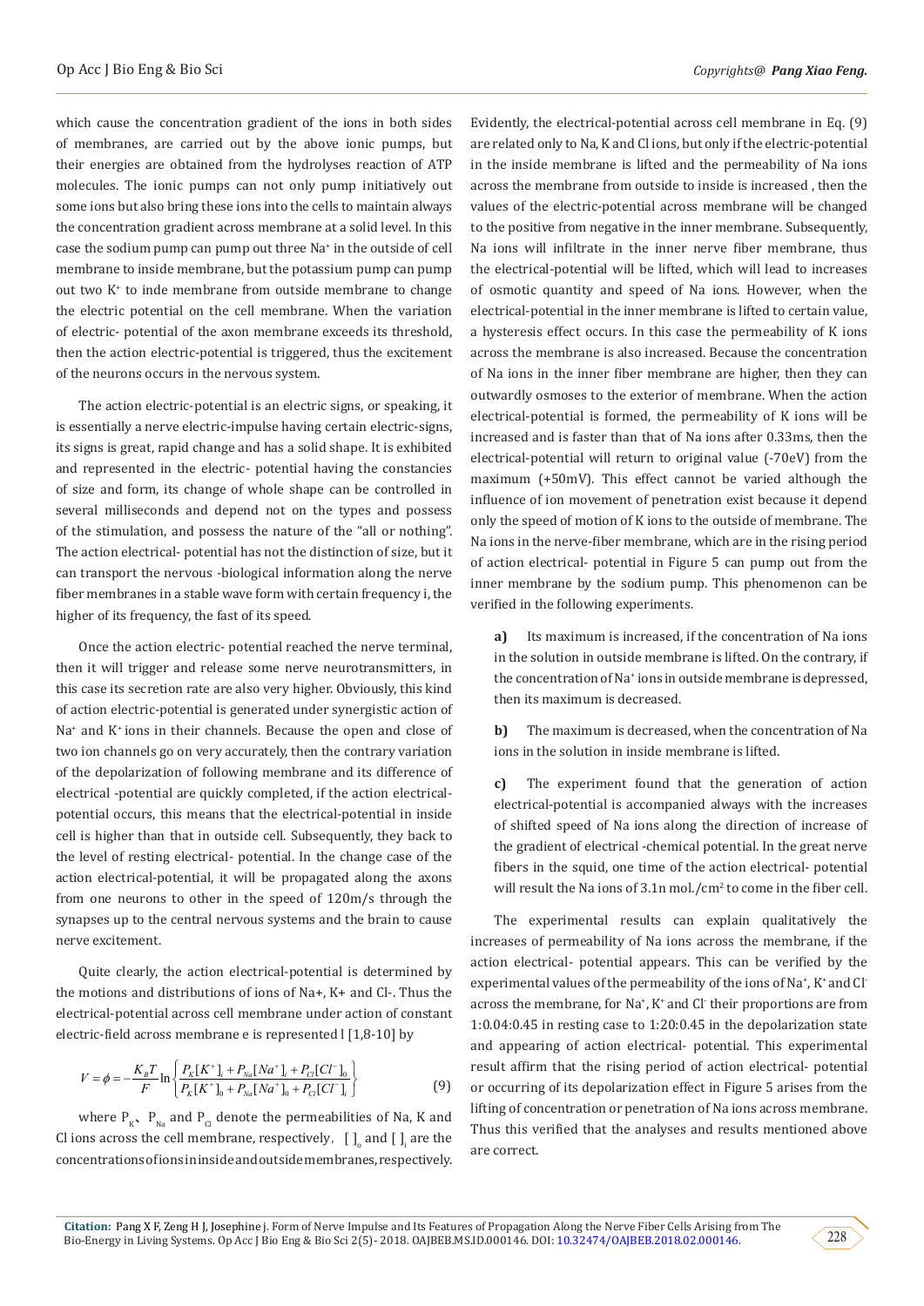which cause the concentration gradient of the ions in both sides of membranes, are carried out by the above ionic pumps, but their energies are obtained from the hydrolyses reaction of ATP molecules. The ionic pumps can not only pump initiatively out some ions but also bring these ions into the cells to maintain always the concentration gradient across membrane at a solid level. In this case the sodium pump can pump out three $Na^+$ in the outside of cell membrane to inside membrane, but the potassium pump can pump out two $K^+$ to inde membrane from outside membrane to change the electric potential on the cell membrane. When the variation of electric- potential of the axon membrane exceeds its threshold, then the action electric-potential is triggered, thus the excitement of the neurons occurs in the nervous system.

The action electric-potential is an electric signs, or speaking, it is essentially a nerve electric-impulse having certain electric-signs, its signs is great, rapid change and has a solid shape. It is exhibited and represented in the electric- potential having the constancies of size and form, its change of whole shape can be controlled in several milliseconds and depend not on the types and possess of the stimulation, and possess the nature of the "all or nothing". The action electrical- potential has not the distinction of size, but it can transport the nervous -biological information along the nerve fiber membranes in a stable wave form with certain frequency i, the higher of its frequency, the fast of its speed.

Once the action electric- potential reached the nerve terminal, then it will trigger and release some nerve neurotransmitters, in this case its secretion rate are also very higher. Obviously, this kind of action electric-potential is generated under synergistic action of $Na^+$ and $K^+$ ions in their channels. Because the open and close of two ion channels go on very accurately, then the contrary variation of the depolarization of following membrane and its difference of electrical -potential are quickly completed, if the action electrical-potential occurs, this means that the electrical-potential in inside cell is higher than that in outside cell. Subsequently, they back to the level of resting electrical- potential. In the change case of the action electrical-potential, it will be propagated along the axons from one neurons to other in the speed of 120m/s through the synapses up to the central nervous systems and the brain to cause nerve excitement.

Quite clearly, the action electrical-potential is determined by the motions and distributions of ions of Na+, K+ and Cl-. Thus the electrical-potential across cell membrane under action of constant electric-field across membrane e is represented l [1,8-10] by

$$V = \phi = -\frac{K_B T}{F} \ln \left\{ \frac{P_K[K^+]_i + P_{Na}[Na^+]_i + P_{Cl}[Cl^-]_0}{P_K[K^+]_0 + P_{Na}[Na^+]_0 + P_{Cl}[Cl^-]_i} \right\} \tag{9}$$

where $P_K$、$P_{Na}$ and $P_{Cl}$ denote the permeabilities of Na, K and Cl ions across the cell membrane, respectively, $[\,]_o$ and $[\,]_i$ are the concentrations of ions in inside and outside membranes, respectively.

Evidently, the electrical-potential across cell membrane in Eq. (9) are related only to Na, K and Cl ions, but only if the electric-potential in the inside membrane is lifted and the permeability of Na ions across the membrane from outside to inside is increased , then the values of the electric-potential across membrane will be changed to the positive from negative in the inner membrane. Subsequently, Na ions will infiltrate in the inner nerve fiber membrane, thus the electrical-potential will be lifted, which will lead to increases of osmotic quantity and speed of Na ions. However, when the electrical-potential in the inner membrane is lifted to certain value, a hysteresis effect occurs. In this case the permeability of K ions across the membrane is also increased. Because the concentration of Na ions in the inner fiber membrane are higher, then they can outwardly osmoses to the exterior of membrane. When the action electrical-potential is formed, the permeability of K ions will be increased and is faster than that of Na ions after 0.33ms, then the electrical-potential will return to original value (-70eV) from the maximum (+50mV). This effect cannot be varied although the influence of ion movement of penetration exist because it depend only the speed of motion of K ions to the outside of membrane. The Na ions in the nerve-fiber membrane, which are in the rising period of action electrical- potential in Figure 5 can pump out from the inner membrane by the sodium pump. This phenomenon can be verified in the following experiments.

a) Its maximum is increased, if the concentration of Na ions in the solution in outside membrane is lifted. On the contrary, if the concentration of $Na^+$ ions in outside membrane is depressed, then its maximum is decreased.

b) The maximum is decreased, when the concentration of Na ions in the solution in inside membrane is lifted.

c) The experiment found that the generation of action electrical-potential is accompanied always with the increases of shifted speed of Na ions along the direction of increase of the gradient of electrical -chemical potential. In the great nerve fibers in the squid, one time of the action electrical- potential will result the Na ions of 3.1n mol./cm$^2$ to come in the fiber cell.

The experimental results can explain qualitatively the increases of permeability of Na ions across the membrane, if the action electrical- potential appears. This can be verified by the experimental values of the permeability of the ions of $Na^+$, $K^+$ and $Cl^-$ across the membrane, for $Na^+$, $K^+$ and $Cl^-$ their proportions are from 1:0.04:0.45 in resting case to 1:20:0.45 in the depolarization state and appearing of action electrical- potential. This experimental result affirm that the rising period of action electrical- potential or occurring of its depolarization effect in Figure 5 arises from the lifting of concentration or penetration of Na ions across membrane. Thus this verified that the analyses and results mentioned above are correct.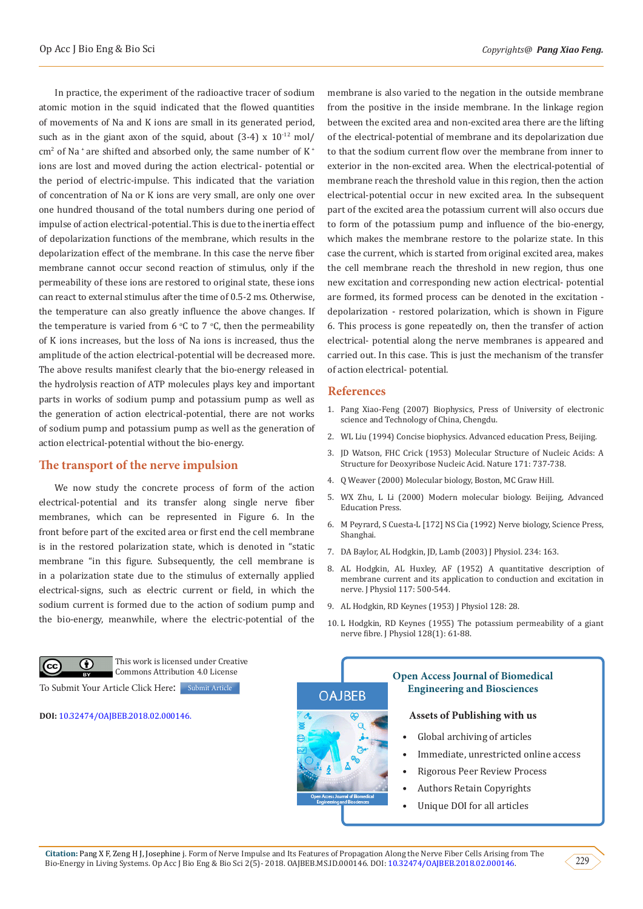In practice, the experiment of the radioactive tracer of sodium atomic motion in the squid indicated that the flowed quantities of movements of Na and K ions are small in its generated period, such as in the giant axon of the squid, about (3-4) x $10^{-12}$ mol/$cm^2$ of $Na^+$ are shifted and absorbed only, the same number of $K^+$ ions are lost and moved during the action electrical- potential or the period of electric-impulse. This indicated that the variation of concentration of Na or K ions are very small, are only one over one hundred thousand of the total numbers during one period of impulse of action electrical-potential. This is due to the inertia effect of depolarization functions of the membrane, which results in the depolarization effect of the membrane. In this case the nerve fiber membrane cannot occur second reaction of stimulus, only if the permeability of these ions are restored to original state, these ions can react to external stimulus after the time of 0.5-2 ms. Otherwise, the temperature can also greatly influence the above changes. If the temperature is varied from 6 °C to 7 °C, then the permeability of K ions increases, but the loss of Na ions is increased, thus the amplitude of the action electrical-potential will be decreased more. The above results manifest clearly that the bio-energy released in the hydrolysis reaction of ATP molecules plays key and important parts in works of sodium pump and potassium pump as well as the generation of action electrical-potential, there are not works of sodium pump and potassium pump as well as the generation of action electrical-potential without the bio-energy.

## The transport of the nerve impulsion

We now study the concrete process of form of the action electrical-potential and its transfer along single nerve fiber membranes, which can be represented in Figure 6. In the front before part of the excited area or first end the cell membrane is in the restored polarization state, which is denoted in "static membrane "in this figure. Subsequently, the cell membrane is in a polarization state due to the stimulus of externally applied electrical-signs, such as electric current or field, in which the sodium current is formed due to the action of sodium pump and the bio-energy, meanwhile, where the electric-potential of the membrane is also varied to the negation in the outside membrane from the positive in the inside membrane. In the linkage region between the excited area and non-excited area there are the lifting of the electrical-potential of membrane and its depolarization due to that the sodium current flow over the membrane from inner to exterior in the non-excited area. When the electrical-potential of membrane reach the threshold value in this region, then the action electrical-potential occur in new excited area. In the subsequent part of the excited area the potassium current will also occurs due to form of the potassium pump and influence of the bio-energy, which makes the membrane restore to the polarize state. In this case the current, which is started from original excited area, makes the cell membrane reach the threshold in new region, thus one new excitation and corresponding new action electrical- potential are formed, its formed process can be denoted in the excitation - depolarization - restored polarization, which is shown in Figure 6. This process is gone repeatedly on, then the transfer of action electrical- potential along the nerve membranes is appeared and carried out. In this case. This is just the mechanism of the transfer of action electrical- potential.

## References

1. Pang Xiao-Feng (2007) Biophysics, Press of University of electronic science and Technology of China, Chengdu.
2. WL Liu (1994) Concise biophysics. Advanced education Press, Beijing.
3. JD Watson, FHC Crick (1953) Molecular Structure of Nucleic Acids: A Structure for Deoxyribose Nucleic Acid. Nature 171: 737-738.
4. Q Weaver (2000) Molecular biology, Boston, MC Graw Hill.
5. WX Zhu, L Li (2000) Modern molecular biology. Beijing, Advanced Education Press.
6. M Peyrard, S Cuesta-L [172] NS Cia (1992) Nerve biology, Science Press, Shanghai.
7. DA Baylor, AL Hodgkin, JD, Lamb (2003) J Physiol. 234: 163.
8. AL Hodgkin, AL Huxley, AF (1952) A quantitative description of membrane current and its application to conduction and excitation in nerve. J Physiol 117: 500-544.
9. AL Hodgkin, RD Keynes (1953) J Physiol 128: 28.
10. L Hodgkin, RD Keynes (1955) The potassium permeability of a giant nerve fibre. J Physiol 128(1): 61-88.

This work is licensed under Creative Commons Attribution 4.0 License

To Submit Your Article Click Here: Submit Article

**DOI:** 10.32474/OAJBEB.2018.02.000146.

**Open Access Journal of Biomedical Engineering and Biosciences**

**Assets of Publishing with us**

- Global archiving of articles
- Immediate, unrestricted online access
- Rigorous Peer Review Process
- Authors Retain Copyrights
- Unique DOI for all articles

**Citation:** Pang X F, Zeng H J, Josephine j. Form of Nerve Impulse and Its Features of Propagation Along the Nerve Fiber Cells Arising from The Bio-Energy in Living Systems. Op Acc J Bio Eng & Bio Sci 2(5)- 2018. OAJBEB.MS.ID.000146. DOI: 10.32474/OAJBEB.2018.02.000146.